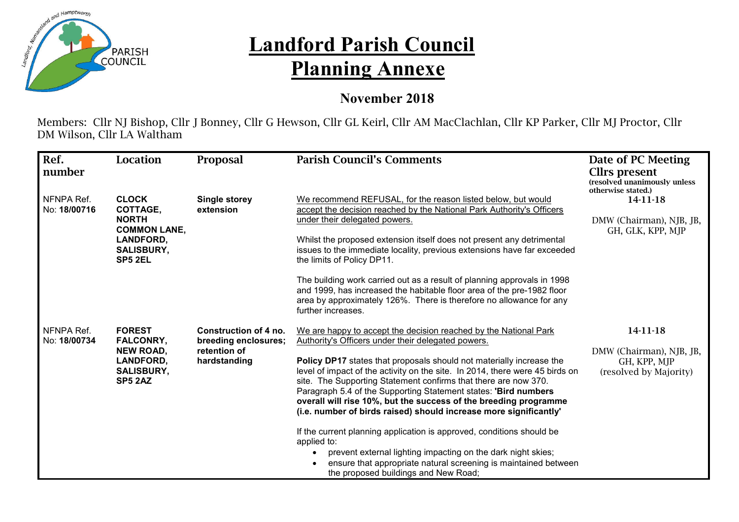# Landford Parish Council

# Planning Annexe

## November 2018

Members: Cllr NJ Bishop, Cllr J Bonney, Cllr G Hewson, Cllr GL Keirl, Cllr AM MacClachlan, Cllr KP Parker, Cllr MJ Proctor, Cllr DM Wilson, Cllr LA Waltham

| Ref. number | Location | Proposal | Parish Council's Comments | Date of PC Meeting Cllrs present (resolved unanimously unless otherwise stated.) |
|---|---|---|---|---|
| NFNPA Ref. No: **18/00716** | **CLOCK COTTAGE, NORTH COMMON LANE, LANDFORD, SALISBURY, SP5 2EL** | **Single storey extension** | We recommend REFUSAL, for the reason listed below, but would accept the decision reached by the National Park Authority's Officers under their delegated powers.<br><br>Whilst the proposed extension itself does not present any detrimental issues to the immediate locality, previous extensions have far exceeded the limits of Policy DP11.<br><br>The building work carried out as a result of planning approvals in 1998 and 1999, has increased the habitable floor area of the pre-1982 floor area by approximately 126%. There is therefore no allowance for any further increases. | 14-11-18<br><br>DMW (Chairman), NJB, JB, GH, GLK, KPP, MJP |
| NFNPA Ref. No: **18/00734** | **FOREST FALCONRY, NEW ROAD, LANDFORD, SALISBURY, SP5 2AZ** | **Construction of 4 no. breeding enclosures; retention of hardstanding** | We are happy to accept the decision reached by the National Park Authority's Officers under their delegated powers.<br><br>**Policy DP17** states that proposals should not materially increase the level of impact of the activity on the site. In 2014, there were 45 birds on site. The Supporting Statement confirms that there are now 370. Paragraph 5.4 of the Supporting Statement states: **'Bird numbers overall will rise 10%, but the success of the breeding programme (i.e. number of birds raised) should increase more significantly'**<br><br>If the current planning application is approved, conditions should be applied to:<br>• prevent external lighting impacting on the dark night skies;<br>• ensure that appropriate natural screening is maintained between the proposed buildings and New Road; | 14-11-18<br><br>DMW (Chairman), NJB, JB, GH, KPP, MJP (resolved by Majority) |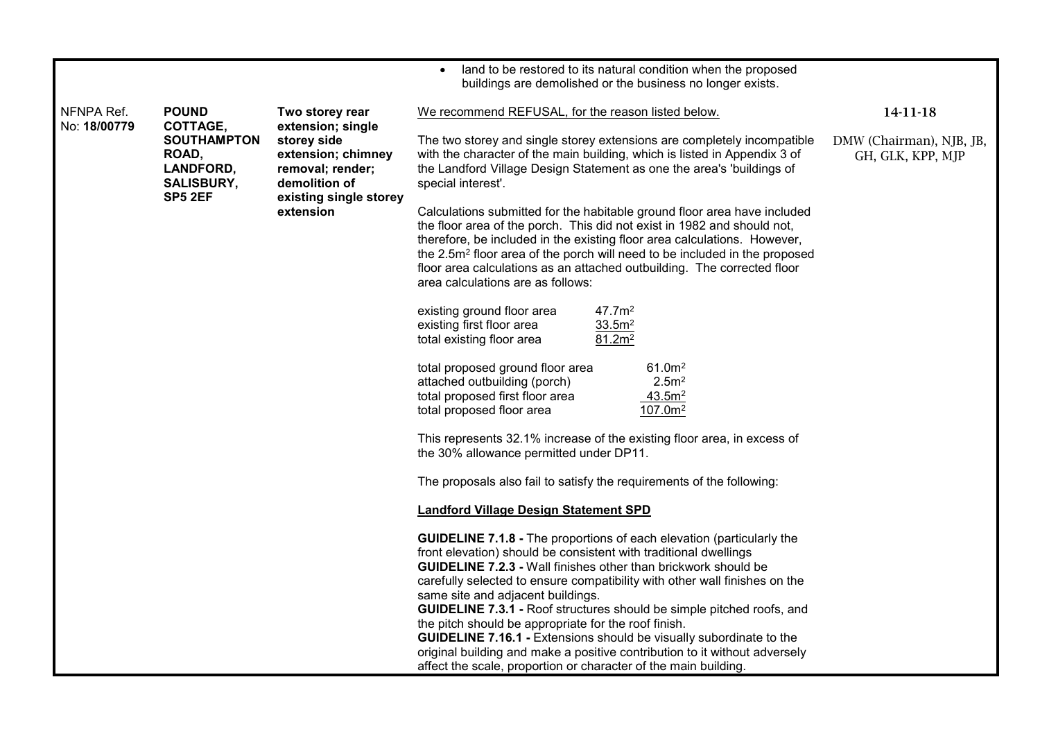| | | | | |
|---|---|---|---|---|
| | | | • land to be restored to its natural condition when the proposed buildings are demolished or the business no longer exists. | |
| NFNPA Ref. No: **18/00779** | **POUND COTTAGE, SOUTHAMPTON ROAD, LANDFORD, SALISBURY, SP5 2EF** | **Two storey rear extension; single storey side extension; chimney removal; render; demolition of existing single storey extension** | We recommend REFUSAL, for the reason listed below.<br><br>The two storey and single storey extensions are completely incompatible with the character of the main building, which is listed in Appendix 3 of the Landford Village Design Statement as one the area's 'buildings of special interest'.<br><br>Calculations submitted for the habitable ground floor area have included the floor area of the porch. This did not exist in 1982 and should not, therefore, be included in the existing floor area calculations. However, the 2.5m² floor area of the porch will need to be included in the proposed floor area calculations as an attached outbuilding. The corrected floor area calculations are as follows:<br><br>existing ground floor area 47.7m²<br>existing first floor area 33.5m²<br>total existing floor area 81.2m²<br><br>total proposed ground floor area 61.0m²<br>attached outbuilding (porch) 2.5m²<br>total proposed first floor area 43.5m²<br>total proposed floor area 107.0m²<br><br>This represents 32.1% increase of the existing floor area, in excess of the 30% allowance permitted under DP11.<br><br>The proposals also fail to satisfy the requirements of the following:<br><br>**Landford Village Design Statement SPD**<br><br>**GUIDELINE 7.1.8 -** The proportions of each elevation (particularly the front elevation) should be consistent with traditional dwellings<br>**GUIDELINE 7.2.3 -** Wall finishes other than brickwork should be carefully selected to ensure compatibility with other wall finishes on the same site and adjacent buildings.<br>**GUIDELINE 7.3.1 -** Roof structures should be simple pitched roofs, and the pitch should be appropriate for the roof finish.<br>**GUIDELINE 7.16.1 -** Extensions should be visually subordinate to the original building and make a positive contribution to it without adversely affect the scale, proportion or character of the main building. | 14-11-18<br><br>DMW (Chairman), NJB, JB, GH, GLK, KPP, MJP |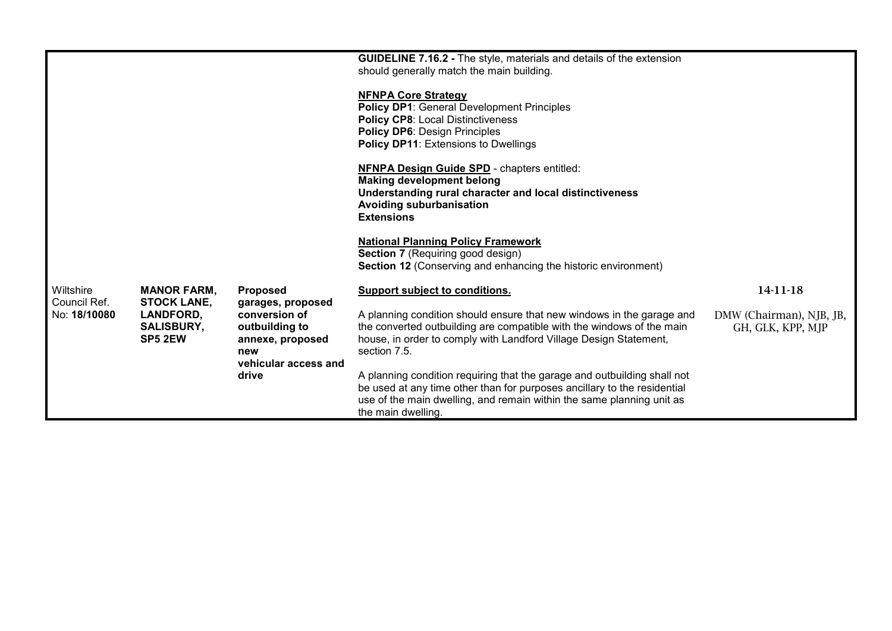| | | | | | |
|---|---|---|---|---|---|
| | | | **GUIDELINE 7.16.2 -** The style, materials and details of the extension should generally match the main building.<br><br>**NFNPA Core Strategy**<br>**Policy DP1**: General Development Principles<br>**Policy CP8**: Local Distinctiveness<br>**Policy DP6**: Design Principles<br>**Policy DP11**: Extensions to Dwellings<br><br>**NFNPA Design Guide SPD** - chapters entitled:<br>**Making development belong**<br>**Understanding rural character and local distinctiveness**<br>**Avoiding suburbanisation**<br>**Extensions**<br><br>**National Planning Policy Framework**<br>**Section 7** (Requiring good design)<br>**Section 12** (Conserving and enhancing the historic environment) | | |
| Wiltshire Council Ref. No: **18/10080** | **MANOR FARM, STOCK LANE, LANDFORD, SALISBURY, SP5 2EW** | **Proposed garages, proposed conversion of outbuilding to annexe, proposed new vehicular access and drive** | **Support subject to conditions.**<br><br>A planning condition should ensure that new windows in the garage and the converted outbuilding are compatible with the windows of the main house, in order to comply with Landford Village Design Statement, section 7.5.<br><br>A planning condition requiring that the garage and outbuilding shall not be used at any time other than for purposes ancillary to the residential use of the main dwelling, and remain within the same planning unit as the main dwelling. | **14-11-18**<br><br>DMW (Chairman), NJB, JB, GH, GLK, KPP, MJP | |